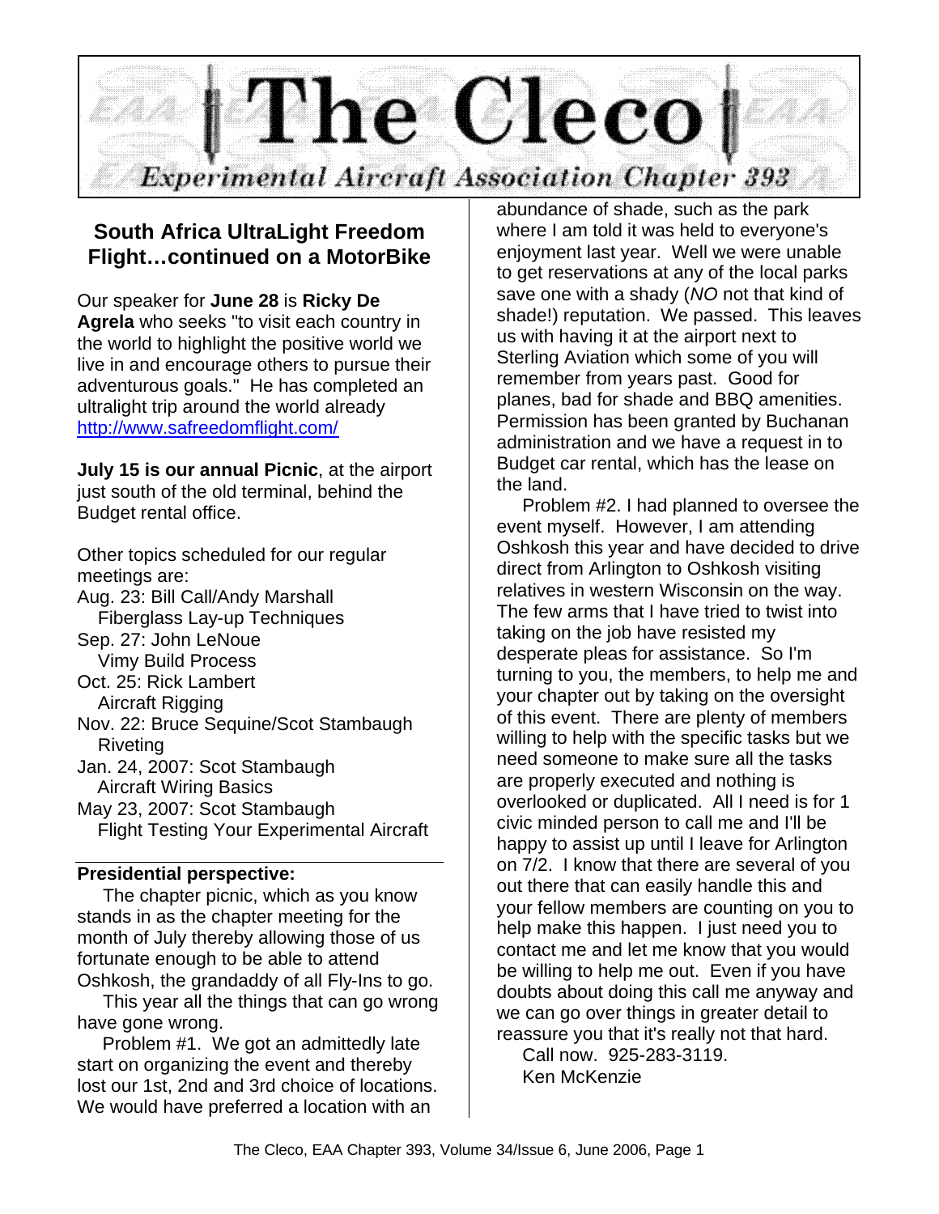# The Cleco

## Experimental Aircraft Association Chapter 393

## South Africa UltraLight Freedom Flight…continued on a MotorBike

Our speaker for **June 28** is **Ricky De Agrela** who seeks "to visit each country in the world to highlight the positive world we live in and encourage others to pursue their adventurous goals." He has completed an ultralight trip around the world already http://www.safreedomflight.com/

**July 15 is our annual Picnic**, at the airport just south of the old terminal, behind the Budget rental office.

Other topics scheduled for our regular meetings are:

Aug. 23: Bill Call/Andy Marshall
  Fiberglass Lay-up Techniques
Sep. 27: John LeNoue
  Vimy Build Process
Oct. 25: Rick Lambert
  Aircraft Rigging
Nov. 22: Bruce Sequine/Scot Stambaugh
  Riveting
Jan. 24, 2007: Scot Stambaugh
  Aircraft Wiring Basics
May 23, 2007: Scot Stambaugh
  Flight Testing Your Experimental Aircraft

---

**Presidential perspective:**

The chapter picnic, which as you know stands in as the chapter meeting for the month of July thereby allowing those of us fortunate enough to be able to attend Oshkosh, the grandaddy of all Fly-Ins to go.

This year all the things that can go wrong have gone wrong.

Problem #1. We got an admittedly late start on organizing the event and thereby lost our 1st, 2nd and 3rd choice of locations. We would have preferred a location with an abundance of shade, such as the park where I am told it was held to everyone's enjoyment last year. Well we were unable to get reservations at any of the local parks save one with a shady (*NO* not that kind of shade!) reputation. We passed. This leaves us with having it at the airport next to Sterling Aviation which some of you will remember from years past. Good for planes, bad for shade and BBQ amenities. Permission has been granted by Buchanan administration and we have a request in to Budget car rental, which has the lease on the land.

Problem #2. I had planned to oversee the event myself. However, I am attending Oshkosh this year and have decided to drive direct from Arlington to Oshkosh visiting relatives in western Wisconsin on the way. The few arms that I have tried to twist into taking on the job have resisted my desperate pleas for assistance. So I'm turning to you, the members, to help me and your chapter out by taking on the oversight of this event. There are plenty of members willing to help with the specific tasks but we need someone to make sure all the tasks are properly executed and nothing is overlooked or duplicated. All I need is for 1 civic minded person to call me and I'll be happy to assist up until I leave for Arlington on 7/2. I know that there are several of you out there that can easily handle this and your fellow members are counting on you to help make this happen. I just need you to contact me and let me know that you would be willing to help me out. Even if you have doubts about doing this call me anyway and we can go over things in greater detail to reassure you that it's really not that hard.

Call now. 925-283-3119.
Ken McKenzie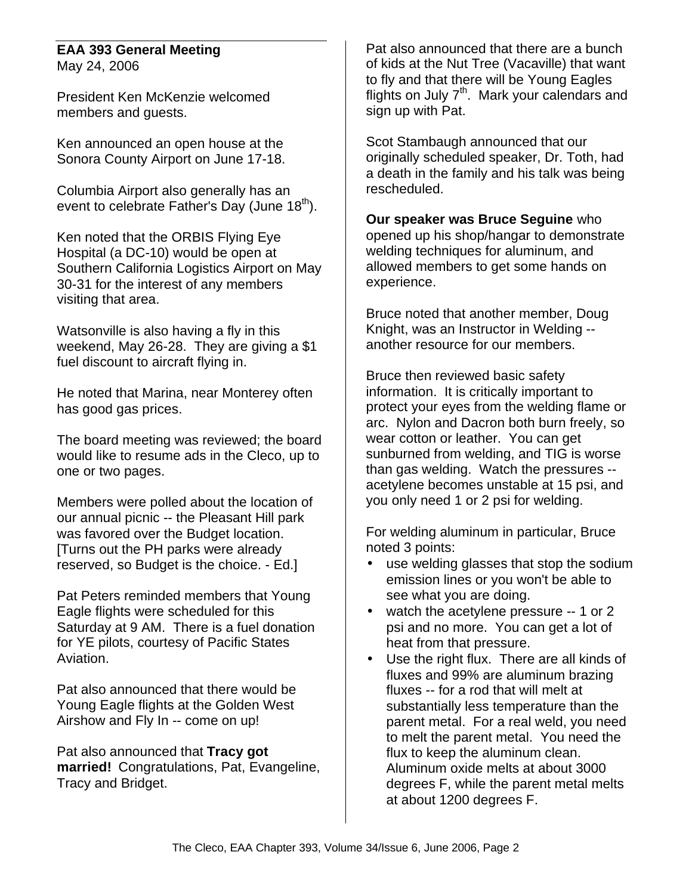**EAA 393 General Meeting**
May 24, 2006

President Ken McKenzie welcomed members and guests.

Ken announced an open house at the Sonora County Airport on June 17-18.

Columbia Airport also generally has an event to celebrate Father's Day (June 18th).

Ken noted that the ORBIS Flying Eye Hospital (a DC-10) would be open at Southern California Logistics Airport on May 30-31 for the interest of any members visiting that area.

Watsonville is also having a fly in this weekend, May 26-28. They are giving a $1 fuel discount to aircraft flying in.

He noted that Marina, near Monterey often has good gas prices.

The board meeting was reviewed; the board would like to resume ads in the Cleco, up to one or two pages.

Members were polled about the location of our annual picnic -- the Pleasant Hill park was favored over the Budget location. [Turns out the PH parks were already reserved, so Budget is the choice. - Ed.]

Pat Peters reminded members that Young Eagle flights were scheduled for this Saturday at 9 AM. There is a fuel donation for YE pilots, courtesy of Pacific States Aviation.

Pat also announced that there would be Young Eagle flights at the Golden West Airshow and Fly In -- come on up!

Pat also announced that **Tracy got married!** Congratulations, Pat, Evangeline, Tracy and Bridget.

Pat also announced that there are a bunch of kids at the Nut Tree (Vacaville) that want to fly and that there will be Young Eagles flights on July 7th. Mark your calendars and sign up with Pat.

Scot Stambaugh announced that our originally scheduled speaker, Dr. Toth, had a death in the family and his talk was being rescheduled.

**Our speaker was Bruce Seguine** who opened up his shop/hangar to demonstrate welding techniques for aluminum, and allowed members to get some hands on experience.

Bruce noted that another member, Doug Knight, was an Instructor in Welding -- another resource for our members.

Bruce then reviewed basic safety information. It is critically important to protect your eyes from the welding flame or arc. Nylon and Dacron both burn freely, so wear cotton or leather. You can get sunburned from welding, and TIG is worse than gas welding. Watch the pressures -- acetylene becomes unstable at 15 psi, and you only need 1 or 2 psi for welding.

For welding aluminum in particular, Bruce noted 3 points:

- use welding glasses that stop the sodium emission lines or you won't be able to see what you are doing.
- watch the acetylene pressure -- 1 or 2 psi and no more. You can get a lot of heat from that pressure.
- Use the right flux. There are all kinds of fluxes and 99% are aluminum brazing fluxes -- for a rod that will melt at substantially less temperature than the parent metal. For a real weld, you need to melt the parent metal. You need the flux to keep the aluminum clean. Aluminum oxide melts at about 3000 degrees F, while the parent metal melts at about 1200 degrees F.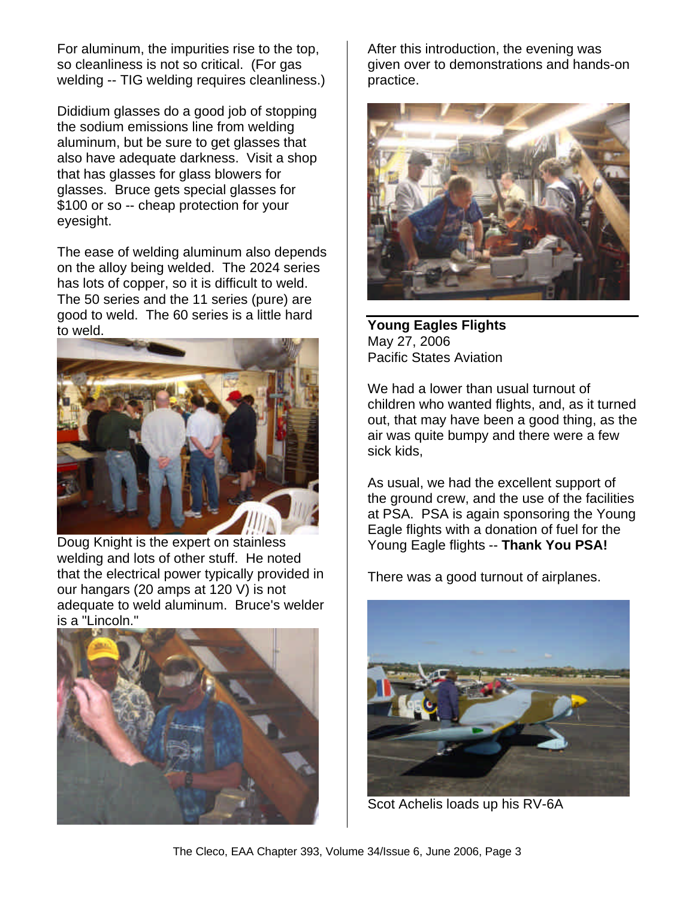For aluminum, the impurities rise to the top, so cleanliness is not so critical. (For gas welding -- TIG welding requires cleanliness.)

Dididium glasses do a good job of stopping the sodium emissions line from welding aluminum, but be sure to get glasses that also have adequate darkness. Visit a shop that has glasses for glass blowers for glasses. Bruce gets special glasses for $100 or so -- cheap protection for your eyesight.

The ease of welding aluminum also depends on the alloy being welded. The 2024 series has lots of copper, so it is difficult to weld. The 50 series and the 11 series (pure) are good to weld. The 60 series is a little hard to weld.

Doug Knight is the expert on stainless welding and lots of other stuff. He noted that the electrical power typically provided in our hangars (20 amps at 120 V) is not adequate to weld aluminum. Bruce's welder is a "Lincoln."

After this introduction, the evening was given over to demonstrations and hands-on practice.

**Young Eagles Flights**
May 27, 2006
Pacific States Aviation

We had a lower than usual turnout of children who wanted flights, and, as it turned out, that may have been a good thing, as the air was quite bumpy and there were a few sick kids,

As usual, we had the excellent support of the ground crew, and the use of the facilities at PSA. PSA is again sponsoring the Young Eagle flights with a donation of fuel for the Young Eagle flights -- **Thank You PSA!**

There was a good turnout of airplanes.

Scot Achelis loads up his RV-6A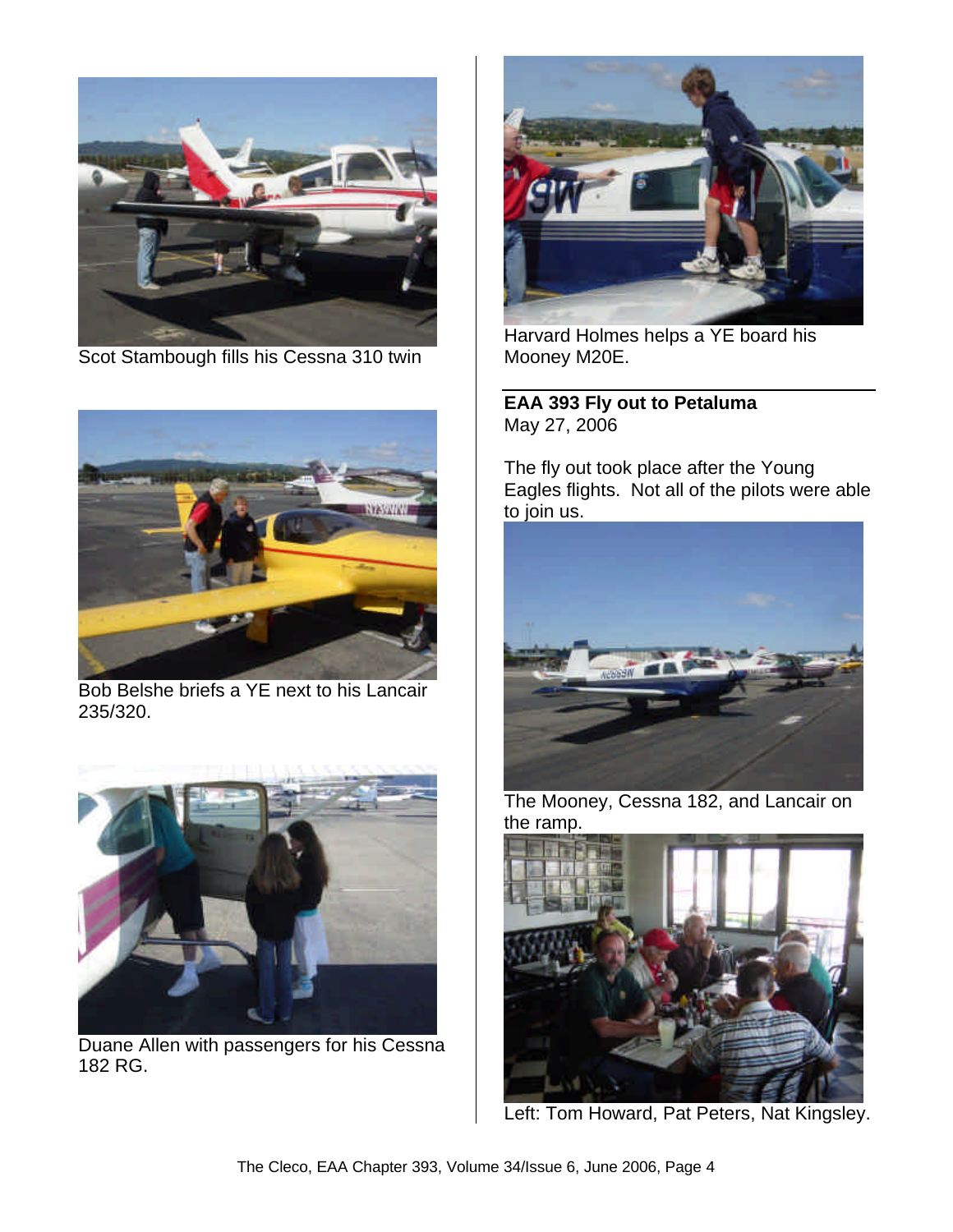Scot Stambough fills his Cessna 310 twin

Bob Belshe briefs a YE next to his Lancair 235/320.

Duane Allen with passengers for his Cessna 182 RG.

Harvard Holmes helps a YE board his Mooney M20E.

**EAA 393 Fly out to Petaluma**
May 27, 2006

The fly out took place after the Young Eagles flights. Not all of the pilots were able to join us.

The Mooney, Cessna 182, and Lancair on the ramp.

Left: Tom Howard, Pat Peters, Nat Kingsley.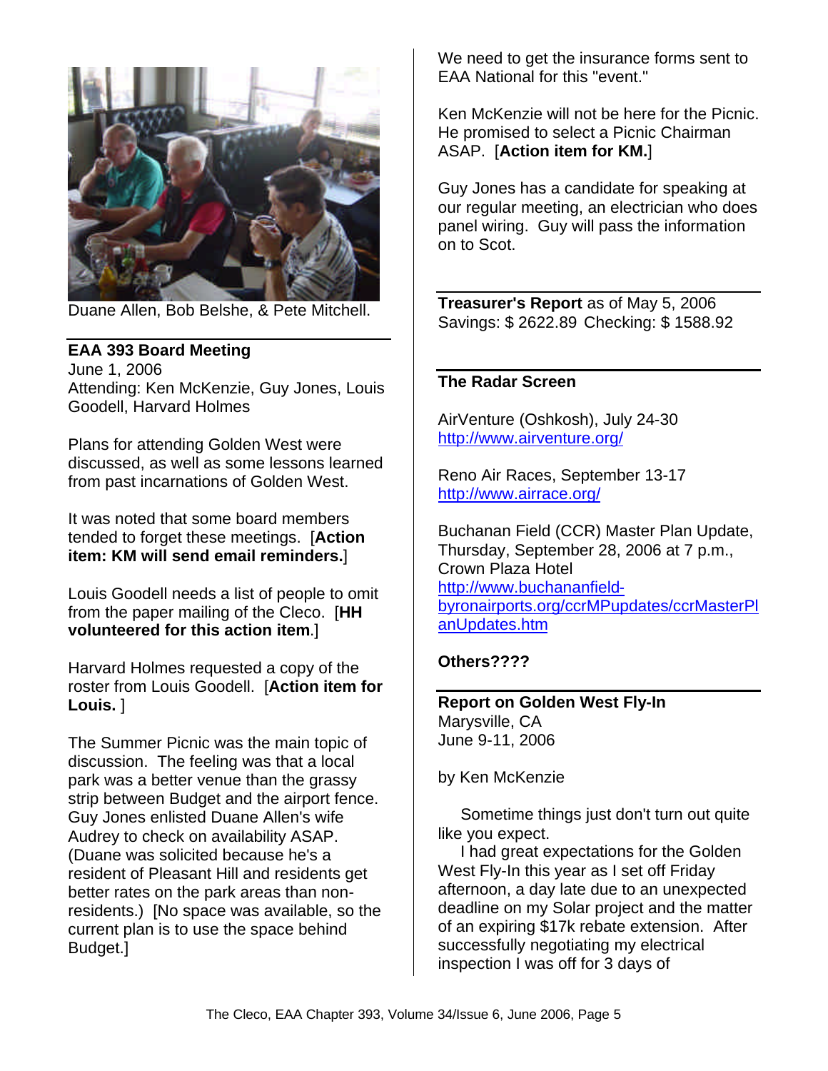Duane Allen, Bob Belshe, & Pete Mitchell.

**EAA 393 Board Meeting**
June 1, 2006
Attending: Ken McKenzie, Guy Jones, Louis Goodell, Harvard Holmes

Plans for attending Golden West were discussed, as well as some lessons learned from past incarnations of Golden West.

It was noted that some board members tended to forget these meetings. [**Action item: KM will send email reminders.**]

Louis Goodell needs a list of people to omit from the paper mailing of the Cleco. [**HH volunteered for this action item**.]

Harvard Holmes requested a copy of the roster from Louis Goodell. [**Action item for Louis.** ]

The Summer Picnic was the main topic of discussion. The feeling was that a local park was a better venue than the grassy strip between Budget and the airport fence. Guy Jones enlisted Duane Allen's wife Audrey to check on availability ASAP. (Duane was solicited because he's a resident of Pleasant Hill and residents get better rates on the park areas than non-residents.) [No space was available, so the current plan is to use the space behind Budget.]

We need to get the insurance forms sent to EAA National for this "event."

Ken McKenzie will not be here for the Picnic. He promised to select a Picnic Chairman ASAP. [**Action item for KM.**]

Guy Jones has a candidate for speaking at our regular meeting, an electrician who does panel wiring. Guy will pass the information on to Scot.

**Treasurer's Report** as of May 5, 2006
Savings: $ 2622.89 Checking: $ 1588.92

**The Radar Screen**

AirVenture (Oshkosh), July 24-30
http://www.airventure.org/

Reno Air Races, September 13-17
http://www.airrace.org/

Buchanan Field (CCR) Master Plan Update, Thursday, September 28, 2006 at 7 p.m., Crown Plaza Hotel
http://www.buchananfield-byronairports.org/ccrMPupdates/ccrMasterPlanUpdates.htm

**Others????**

**Report on Golden West Fly-In**
Marysville, CA
June 9-11, 2006

by Ken McKenzie

Sometime things just don't turn out quite like you expect.

I had great expectations for the Golden West Fly-In this year as I set off Friday afternoon, a day late due to an unexpected deadline on my Solar project and the matter of an expiring $17k rebate extension. After successfully negotiating my electrical inspection I was off for 3 days of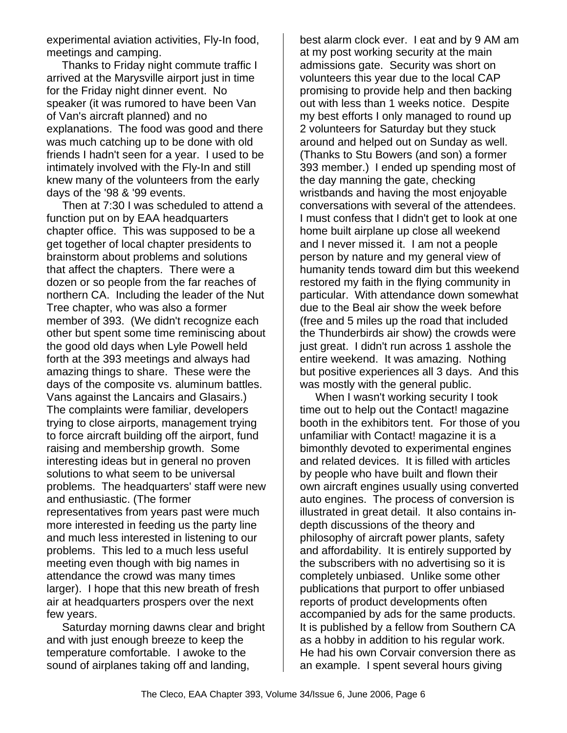experimental aviation activities, Fly-In food, meetings and camping.

Thanks to Friday night commute traffic I arrived at the Marysville airport just in time for the Friday night dinner event. No speaker (it was rumored to have been Van of Van's aircraft planned) and no explanations. The food was good and there was much catching up to be done with old friends I hadn't seen for a year. I used to be intimately involved with the Fly-In and still knew many of the volunteers from the early days of the '98 & '99 events.

Then at 7:30 I was scheduled to attend a function put on by EAA headquarters chapter office. This was supposed to be a get together of local chapter presidents to brainstorm about problems and solutions that affect the chapters. There were a dozen or so people from the far reaches of northern CA. Including the leader of the Nut Tree chapter, who was also a former member of 393. (We didn't recognize each other but spent some time reminiscing about the good old days when Lyle Powell held forth at the 393 meetings and always had amazing things to share. These were the days of the composite vs. aluminum battles. Vans against the Lancairs and Glasairs.) The complaints were familiar, developers trying to close airports, management trying to force aircraft building off the airport, fund raising and membership growth. Some interesting ideas but in general no proven solutions to what seem to be universal problems. The headquarters' staff were new and enthusiastic. (The former representatives from years past were much more interested in feeding us the party line and much less interested in listening to our problems. This led to a much less useful meeting even though with big names in attendance the crowd was many times larger). I hope that this new breath of fresh air at headquarters prospers over the next few years.

Saturday morning dawns clear and bright and with just enough breeze to keep the temperature comfortable. I awoke to the sound of airplanes taking off and landing, best alarm clock ever. I eat and by 9 AM am at my post working security at the main admissions gate. Security was short on volunteers this year due to the local CAP promising to provide help and then backing out with less than 1 weeks notice. Despite my best efforts I only managed to round up 2 volunteers for Saturday but they stuck around and helped out on Sunday as well. (Thanks to Stu Bowers (and son) a former 393 member.) I ended up spending most of the day manning the gate, checking wristbands and having the most enjoyable conversations with several of the attendees. I must confess that I didn't get to look at one home built airplane up close all weekend and I never missed it. I am not a people person by nature and my general view of humanity tends toward dim but this weekend restored my faith in the flying community in particular. With attendance down somewhat due to the Beal air show the week before (free and 5 miles up the road that included the Thunderbirds air show) the crowds were just great. I didn't run across 1 asshole the entire weekend. It was amazing. Nothing but positive experiences all 3 days. And this was mostly with the general public.

When I wasn't working security I took time out to help out the Contact! magazine booth in the exhibitors tent. For those of you unfamiliar with Contact! magazine it is a bimonthly devoted to experimental engines and related devices. It is filled with articles by people who have built and flown their own aircraft engines usually using converted auto engines. The process of conversion is illustrated in great detail. It also contains in-depth discussions of the theory and philosophy of aircraft power plants, safety and affordability. It is entirely supported by the subscribers with no advertising so it is completely unbiased. Unlike some other publications that purport to offer unbiased reports of product developments often accompanied by ads for the same products. It is published by a fellow from Southern CA as a hobby in addition to his regular work. He had his own Corvair conversion there as an example. I spent several hours giving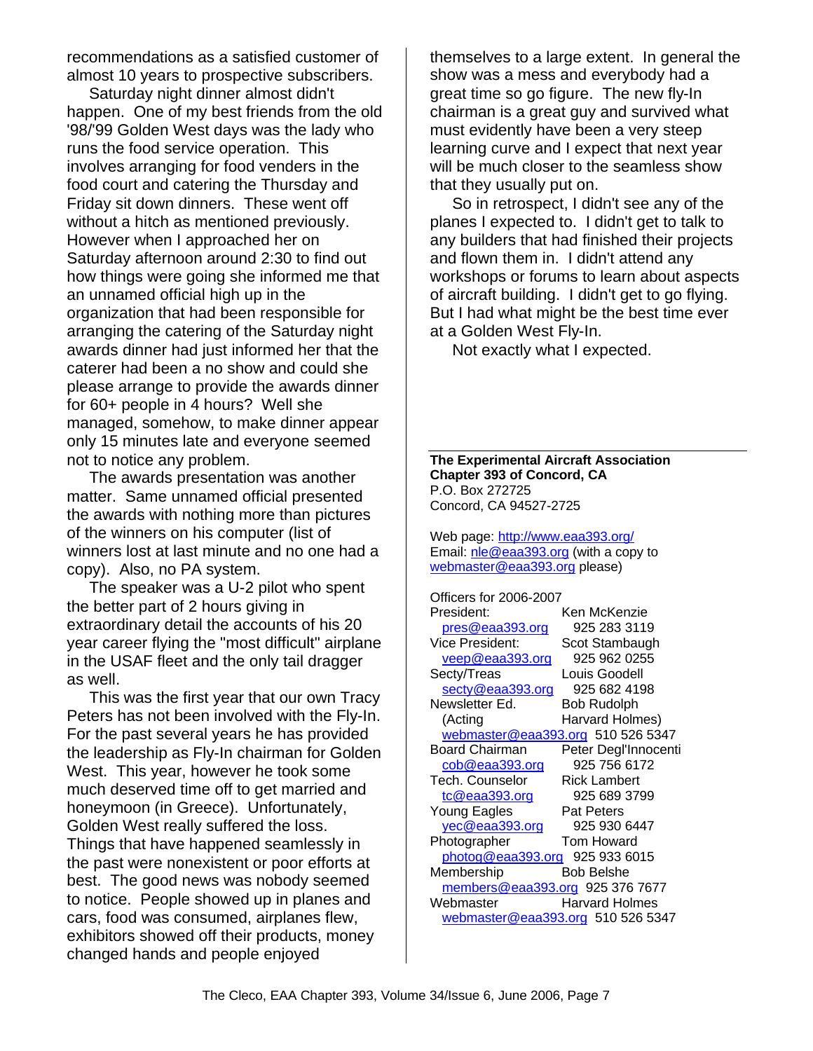recommendations as a satisfied customer of almost 10 years to prospective subscribers.

Saturday night dinner almost didn't happen. One of my best friends from the old '98/'99 Golden West days was the lady who runs the food service operation. This involves arranging for food venders in the food court and catering the Thursday and Friday sit down dinners. These went off without a hitch as mentioned previously. However when I approached her on Saturday afternoon around 2:30 to find out how things were going she informed me that an unnamed official high up in the organization that had been responsible for arranging the catering of the Saturday night awards dinner had just informed her that the caterer had been a no show and could she please arrange to provide the awards dinner for 60+ people in 4 hours? Well she managed, somehow, to make dinner appear only 15 minutes late and everyone seemed not to notice any problem.

The awards presentation was another matter. Same unnamed official presented the awards with nothing more than pictures of the winners on his computer (list of winners lost at last minute and no one had a copy). Also, no PA system.

The speaker was a U-2 pilot who spent the better part of 2 hours giving in extraordinary detail the accounts of his 20 year career flying the "most difficult" airplane in the USAF fleet and the only tail dragger as well.

This was the first year that our own Tracy Peters has not been involved with the Fly-In. For the past several years he has provided the leadership as Fly-In chairman for Golden West. This year, however he took some much deserved time off to get married and honeymoon (in Greece). Unfortunately, Golden West really suffered the loss. Things that have happened seamlessly in the past were nonexistent or poor efforts at best. The good news was nobody seemed to notice. People showed up in planes and cars, food was consumed, airplanes flew, exhibitors showed off their products, money changed hands and people enjoyed themselves to a large extent. In general the show was a mess and everybody had a great time so go figure. The new fly-In chairman is a great guy and survived what must evidently have been a very steep learning curve and I expect that next year will be much closer to the seamless show that they usually put on.

So in retrospect, I didn't see any of the planes I expected to. I didn't get to talk to any builders that had finished their projects and flown them in. I didn't attend any workshops or forums to learn about aspects of aircraft building. I didn't get to go flying. But I had what might be the best time ever at a Golden West Fly-In.

Not exactly what I expected.

---

**The Experimental Aircraft Association**
**Chapter 393 of Concord, CA**
P.O. Box 272725
Concord, CA 94527-2725

Web page: http://www.eaa393.org/
Email: nle@eaa393.org (with a copy to webmaster@eaa393.org please)

Officers for 2006-2007

| | |
|---|---|
| President: | Ken McKenzie |
| pres@eaa393.org | 925 283 3119 |
| Vice President: | Scot Stambaugh |
| veep@eaa393.org | 925 962 0255 |
| Secty/Treas | Louis Goodell |
| secty@eaa393.org | 925 682 4198 |
| Newsletter Ed. | Bob Rudolph |
| (Acting | Harvard Holmes) |
| webmaster@eaa393.org | 510 526 5347 |
| Board Chairman | Peter Degl'Innocenti |
| cob@eaa393.org | 925 756 6172 |
| Tech. Counselor | Rick Lambert |
| tc@eaa393.org | 925 689 3799 |
| Young Eagles | Pat Peters |
| yec@eaa393.org | 925 930 6447 |
| Photographer | Tom Howard |
| photog@eaa393.org | 925 933 6015 |
| Membership | Bob Belshe |
| members@eaa393.org | 925 376 7677 |
| Webmaster | Harvard Holmes |
| webmaster@eaa393.org | 510 526 5347 |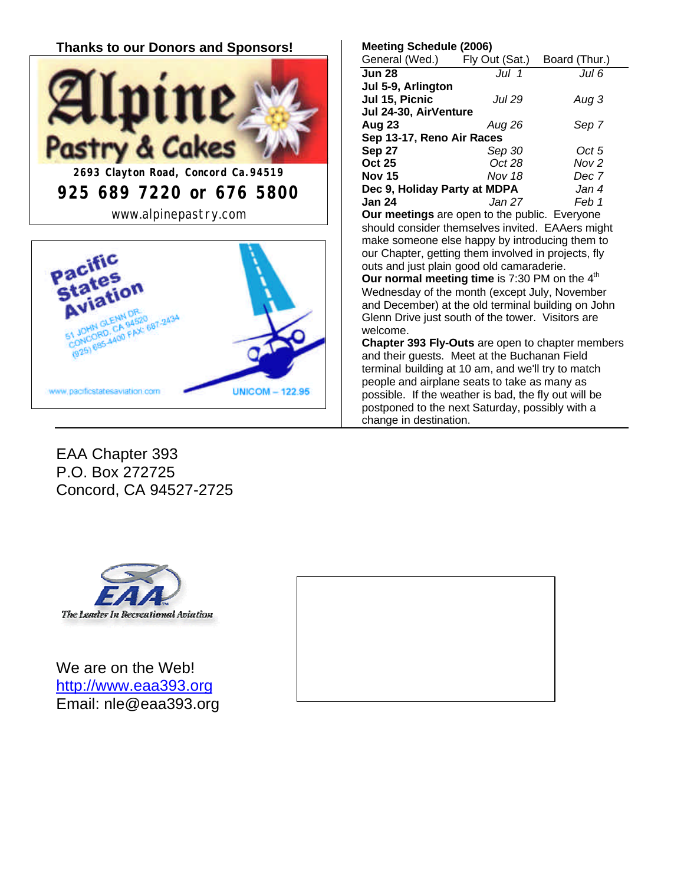**Thanks to our Donors and Sponsors!**

Alpine Pastry & Cakes

2693 Clayton Road, Concord Ca.94519

925 689 7220 or 676 5800

www.alpinepastry.com

Pacific States Aviation

51 JOHN GLENN DR.
CONCORD, CA 94520
(925) 685-4400 FAX: 687-2434

www.pacificstatesaviation.com

UNICOM – 122.95

**Meeting Schedule (2006)**

| General (Wed.) | Fly Out (Sat.) | Board (Thur.) |
|---|---|---|
| **Jun 28** | *Jul 1* | *Jul 6* |
| **Jul 5-9, Arlington** | | |
| **Jul 15, Picnic** | *Jul 29* | *Aug 3* |
| **Jul 24-30, AirVenture** | | |
| **Aug 23** | *Aug 26* | *Sep 7* |
| **Sep 13-17, Reno Air Races** | | |
| **Sep 27** | *Sep 30* | *Oct 5* |
| **Oct 25** | *Oct 28* | *Nov 2* |
| **Nov 15** | *Nov 18* | *Dec 7* |
| **Dec 9, Holiday Party at MDPA** | | *Jan 4* |
| **Jan 24** | *Jan 27* | *Feb 1* |

**Our meetings** are open to the public. Everyone should consider themselves invited. EAAers might make someone else happy by introducing them to our Chapter, getting them involved in projects, fly outs and just plain good old camaraderie.

**Our normal meeting time** is 7:30 PM on the 4th Wednesday of the month (except July, November and December) at the old terminal building on John Glenn Drive just south of the tower. Visitors are welcome.

**Chapter 393 Fly-Outs** are open to chapter members and their guests. Meet at the Buchanan Field terminal building at 10 am, and we'll try to match people and airplane seats to take as many as possible. If the weather is bad, the fly out will be postponed to the next Saturday, possibly with a change in destination.

EAA Chapter 393
P.O. Box 272725
Concord, CA 94527-2725

EAA
The Leader In Recreational Aviation

We are on the Web!
[http://www.eaa393.org](http://www.eaa393.org)
Email: nle@eaa393.org